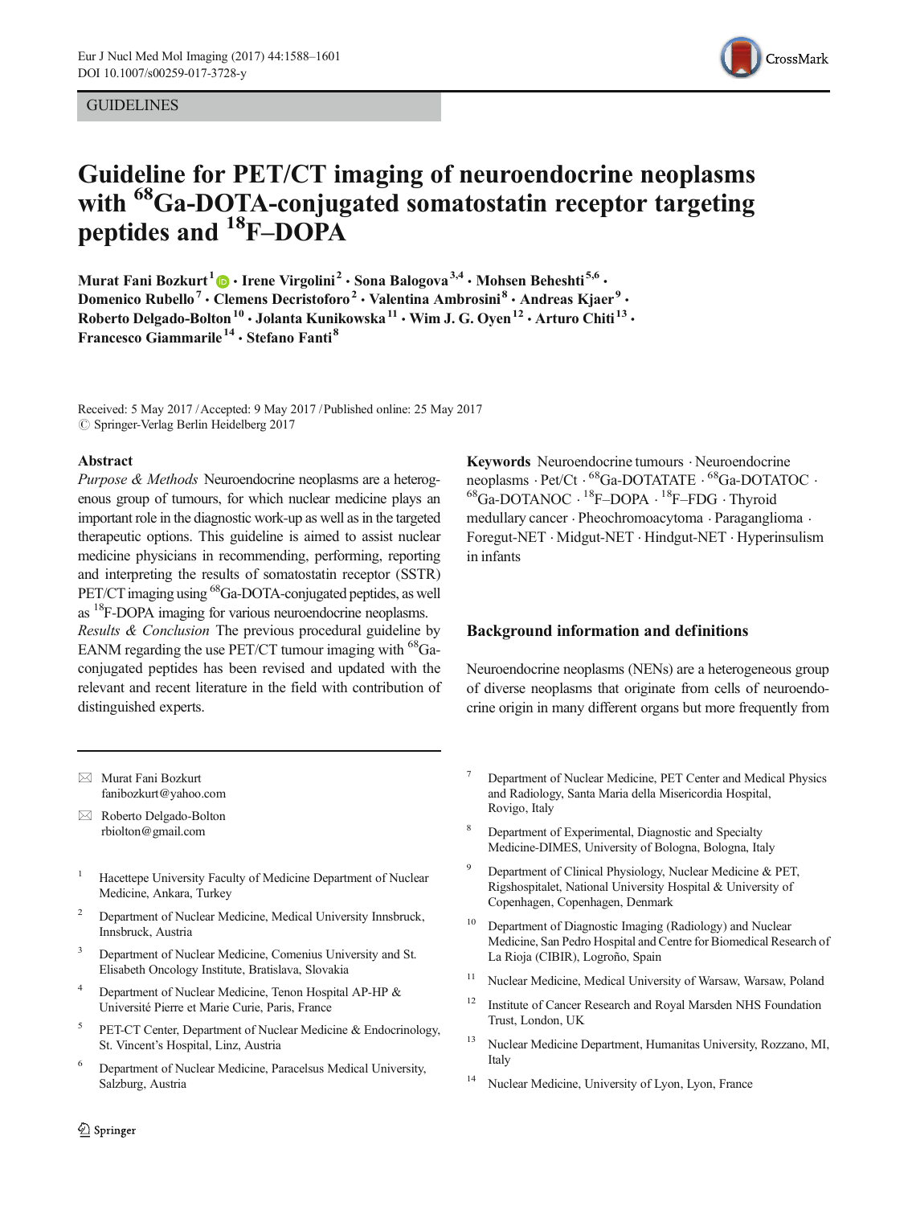GUIDELINES

# Guideline for PET/CT imaging of neuroendocrine neoplasms with $^{68}$Ga-DOTA-conjugated somatostatin receptor targeting peptides and $^{18}$F–DOPA

**Murat Fani Bozkurt**[1] · **Irene Virgolini**[2] · **Sona Balogova**[3,4] · **Mohsen Beheshti**[5,6] · **Domenico Rubello**[7] · **Clemens Decristoforo**[2] · **Valentina Ambrosini**[8] · **Andreas Kjaer**[9] · **Roberto Delgado-Bolton**[10] · **Jolanta Kunikowska**[11] · **Wim J. G. Oyen**[12] · **Arturo Chiti**[13] · **Francesco Giammarile**[14] · **Stefano Fanti**[8]

Received: 5 May 2017 / Accepted: 9 May 2017 / Published online: 25 May 2017
© Springer-Verlag Berlin Heidelberg 2017

## Abstract

*Purpose & Methods* Neuroendocrine neoplasms are a heterogenous group of tumours, for which nuclear medicine plays an important role in the diagnostic work-up as well as in the targeted therapeutic options. This guideline is aimed to assist nuclear medicine physicians in recommending, performing, reporting and interpreting the results of somatostatin receptor (SSTR) PET/CT imaging using $^{68}$Ga-DOTA-conjugated peptides, as well as $^{18}$F-DOPA imaging for various neuroendocrine neoplasms.

*Results & Conclusion* The previous procedural guideline by EANM regarding the use PET/CT tumour imaging with $^{68}$Ga-conjugated peptides has been revised and updated with the relevant and recent literature in the field with contribution of distinguished experts.

**Keywords** Neuroendocrine tumours · Neuroendocrine neoplasms · Pet/Ct · $^{68}$Ga-DOTATATE · $^{68}$Ga-DOTATOC · $^{68}$Ga-DOTANOC · $^{18}$F–DOPA · $^{18}$F–FDG · Thyroid medullary cancer · Pheochromoacytoma · Paraganglioma · Foregut-NET · Midgut-NET · Hindgut-NET · Hyperinsulism in infants

## Background information and definitions

Neuroendocrine neoplasms (NENs) are a heterogeneous group of diverse neoplasms that originate from cells of neuroendocrine origin in many different organs but more frequently from

---

✉ Murat Fani Bozkurt
fanibozkurt@yahoo.com

✉ Roberto Delgado-Bolton
rbiolton@gmail.com

1. Hacettepe University Faculty of Medicine Department of Nuclear Medicine, Ankara, Turkey
2. Department of Nuclear Medicine, Medical University Innsbruck, Innsbruck, Austria
3. Department of Nuclear Medicine, Comenius University and St. Elisabeth Oncology Institute, Bratislava, Slovakia
4. Department of Nuclear Medicine, Tenon Hospital AP-HP & Université Pierre et Marie Curie, Paris, France
5. PET-CT Center, Department of Nuclear Medicine & Endocrinology, St. Vincent's Hospital, Linz, Austria
6. Department of Nuclear Medicine, Paracelsus Medical University, Salzburg, Austria
7. Department of Nuclear Medicine, PET Center and Medical Physics and Radiology, Santa Maria della Misericordia Hospital, Rovigo, Italy
8. Department of Experimental, Diagnostic and Specialty Medicine-DIMES, University of Bologna, Bologna, Italy
9. Department of Clinical Physiology, Nuclear Medicine & PET, Rigshospitalet, National University Hospital & University of Copenhagen, Copenhagen, Denmark
10. Department of Diagnostic Imaging (Radiology) and Nuclear Medicine, San Pedro Hospital and Centre for Biomedical Research of La Rioja (CIBIR), Logroño, Spain
11. Nuclear Medicine, Medical University of Warsaw, Warsaw, Poland
12. Institute of Cancer Research and Royal Marsden NHS Foundation Trust, London, UK
13. Nuclear Medicine Department, Humanitas University, Rozzano, MI, Italy
14. Nuclear Medicine, University of Lyon, Lyon, France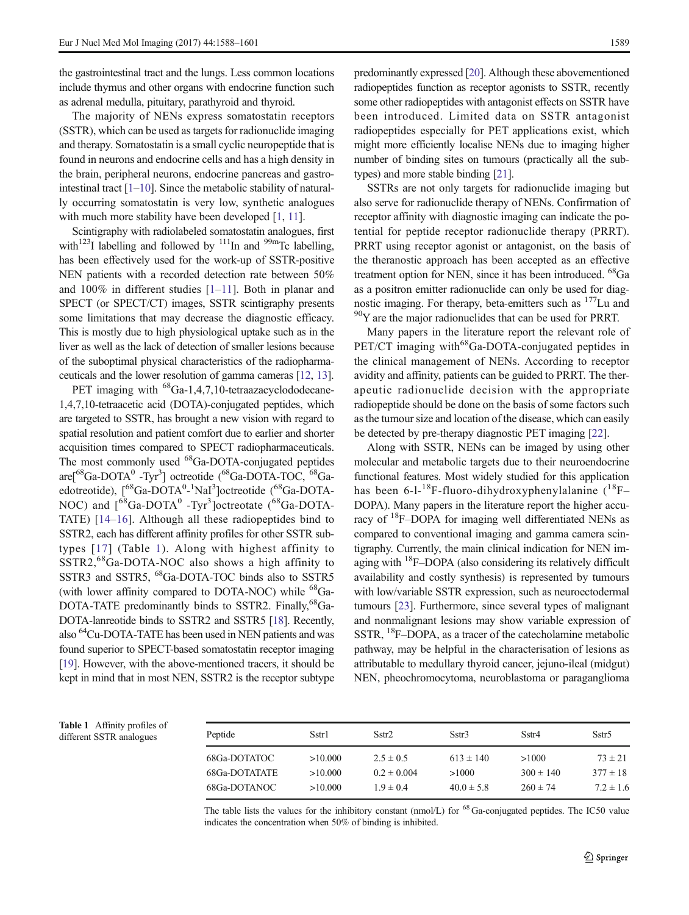the gastrointestinal tract and the lungs. Less common locations include thymus and other organs with endocrine function such as adrenal medulla, pituitary, parathyroid and thyroid.

The majority of NENs express somatostatin receptors (SSTR), which can be used as targets for radionuclide imaging and therapy. Somatostatin is a small cyclic neuropeptide that is found in neurons and endocrine cells and has a high density in the brain, peripheral neurons, endocrine pancreas and gastrointestinal tract [1–10]. Since the metabolic stability of naturally occurring somatostatin is very low, synthetic analogues with much more stability have been developed [1, 11].

Scintigraphy with radiolabeled somatostatin analogues, first with $^{123}$I labelling and followed by $^{111}$In and $^{99m}$Tc labelling, has been effectively used for the work-up of SSTR-positive NEN patients with a recorded detection rate between 50% and 100% in different studies [1–11]. Both in planar and SPECT (or SPECT/CT) images, SSTR scintigraphy presents some limitations that may decrease the diagnostic efficacy. This is mostly due to high physiological uptake such as in the liver as well as the lack of detection of smaller lesions because of the suboptimal physical characteristics of the radiopharmaceuticals and the lower resolution of gamma cameras [12, 13].

PET imaging with $^{68}$Ga-1,4,7,10-tetraazacyclododecane-1,4,7,10-tetraacetic acid (DOTA)-conjugated peptides, which are targeted to SSTR, has brought a new vision with regard to spatial resolution and patient comfort due to earlier and shorter acquisition times compared to SPECT radiopharmaceuticals. The most commonly used $^{68}$Ga-DOTA-conjugated peptides are[$^{68}$Ga-DOTA$^{0}$ -Tyr$^{3}$] octreotide ($^{68}$Ga-DOTA-TOC, $^{68}$Ga-edotreotide), [$^{68}$Ga-DOTA$^{0}$-$^{1}$NaI$^{3}$]octreotide ($^{68}$Ga-DOTA-NOC) and [$^{68}$Ga-DOTA$^{0}$ -Tyr$^{3}$]octreotate ($^{68}$Ga-DOTA-TATE) [14–16]. Although all these radiopeptides bind to SSTR2, each has different affinity profiles for other SSTR subtypes [17] (Table 1). Along with highest affinity to SSTR2,$^{68}$Ga-DOTA-NOC also shows a high affinity to SSTR3 and SSTR5, $^{68}$Ga-DOTA-TOC binds also to SSTR5 (with lower affinity compared to DOTA-NOC) while $^{68}$Ga-DOTA-TATE predominantly binds to SSTR2. Finally,$^{68}$Ga-DOTA-lanreotide binds to SSTR2 and SSTR5 [18]. Recently, also $^{64}$Cu-DOTA-TATE has been used in NEN patients and was found superior to SPECT-based somatostatin receptor imaging [19]. However, with the above-mentioned tracers, it should be kept in mind that in most NEN, SSTR2 is the receptor subtype predominantly expressed [20]. Although these abovementioned radiopeptides function as receptor agonists to SSTR, recently some other radiopeptides with antagonist effects on SSTR have been introduced. Limited data on SSTR antagonist radiopeptides especially for PET applications exist, which might more efficiently localise NENs due to imaging higher number of binding sites on tumours (practically all the subtypes) and more stable binding [21].

SSTRs are not only targets for radionuclide imaging but also serve for radionuclide therapy of NENs. Confirmation of receptor affinity with diagnostic imaging can indicate the potential for peptide receptor radionuclide therapy (PRRT). PRRT using receptor agonist or antagonist, on the basis of the theranostic approach has been accepted as an effective treatment option for NEN, since it has been introduced. $^{68}$Ga as a positron emitter radionuclide can only be used for diagnostic imaging. For therapy, beta-emitters such as $^{177}$Lu and $^{90}$Y are the major radionuclides that can be used for PRRT.

Many papers in the literature report the relevant role of PET/CT imaging with$^{68}$Ga-DOTA-conjugated peptides in the clinical management of NENs. According to receptor avidity and affinity, patients can be guided to PRRT. The therapeutic radionuclide decision with the appropriate radiopeptide should be done on the basis of some factors such as the tumour size and location of the disease, which can easily be detected by pre-therapy diagnostic PET imaging [22].

Along with SSTR, NENs can be imaged by using other molecular and metabolic targets due to their neuroendocrine functional features. Most widely studied for this application has been 6-l-$^{18}$F-fluoro-dihydroxyphenylalanine ($^{18}$F–DOPA). Many papers in the literature report the higher accuracy of $^{18}$F–DOPA for imaging well differentiated NENs as compared to conventional imaging and gamma camera scintigraphy. Currently, the main clinical indication for NEN imaging with $^{18}$F–DOPA (also considering its relatively difficult availability and costly synthesis) is represented by tumours with low/variable SSTR expression, such as neuroectodermal tumours [23]. Furthermore, since several types of malignant and nonmalignant lesions may show variable expression of SSTR, $^{18}$F–DOPA, as a tracer of the catecholamine metabolic pathway, may be helpful in the characterisation of lesions as attributable to medullary thyroid cancer, jejuno-ileal (midgut) NEN, pheochromocytoma, neuroblastoma or paraganglioma

**Table 1** Affinity profiles of different SSTR analogues

| Peptide | Sstr1 | Sstr2 | Sstr3 | Sstr4 | Sstr5 |
|---|---|---|---|---|---|
| 68Ga-DOTATOC | >10.000 | 2.5 ± 0.5 | 613 ± 140 | >1000 | 73 ± 21 |
| 68Ga-DOTATATE | >10.000 | 0.2 ± 0.004 | >1000 | 300 ± 140 | 377 ± 18 |
| 68Ga-DOTANOC | >10.000 | 1.9 ± 0.4 | 40.0 ± 5.8 | 260 ± 74 | 7.2 ± 1.6 |

The table lists the values for the inhibitory constant (nmol/L) for $^{68}$Ga-conjugated peptides. The IC50 value indicates the concentration when 50% of binding is inhibited.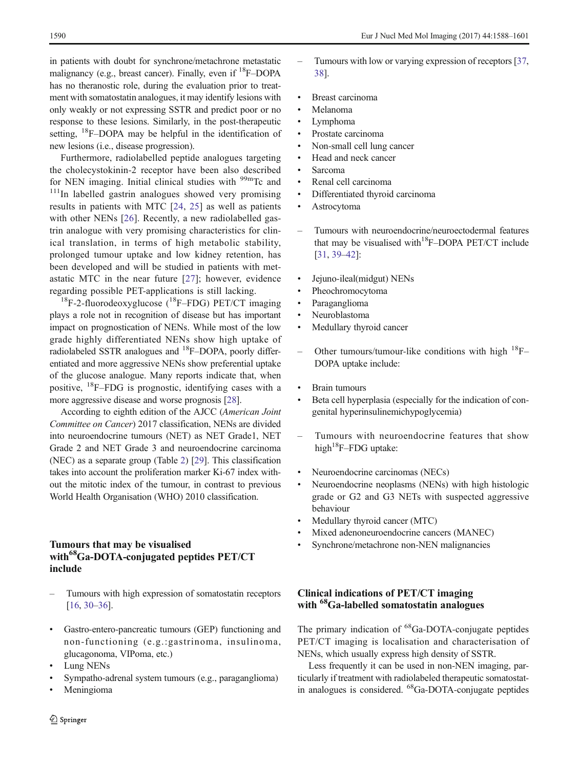in patients with doubt for synchrone/metachrone metastatic malignancy (e.g., breast cancer). Finally, even if $^{18}$F–DOPA has no theranostic role, during the evaluation prior to treatment with somatostatin analogues, it may identify lesions with only weakly or not expressing SSTR and predict poor or no response to these lesions. Similarly, in the post-therapeutic setting, $^{18}$F–DOPA may be helpful in the identification of new lesions (i.e., disease progression).

Furthermore, radiolabelled peptide analogues targeting the cholecystokinin-2 receptor have been also described for NEN imaging. Initial clinical studies with $^{99m}$Tc and $^{111}$In labelled gastrin analogues showed very promising results in patients with MTC [24, 25] as well as patients with other NENs [26]. Recently, a new radiolabelled gastrin analogue with very promising characteristics for clinical translation, in terms of high metabolic stability, prolonged tumour uptake and low kidney retention, has been developed and will be studied in patients with metastatic MTC in the near future [27]; however, evidence regarding possible PET-applications is still lacking.

$^{18}$F-2-fluorodeoxyglucose ($^{18}$F–FDG) PET/CT imaging plays a role not in recognition of disease but has important impact on prognostication of NENs. While most of the low grade highly differentiated NENs show high uptake of radiolabeled SSTR analogues and $^{18}$F–DOPA, poorly differentiated and more aggressive NENs show preferential uptake of the glucose analogue. Many reports indicate that, when positive, $^{18}$F–FDG is prognostic, identifying cases with a more aggressive disease and worse prognosis [28].

According to eighth edition of the AJCC (*American Joint Committee on Cancer*) 2017 classification, NENs are divided into neuroendocrine tumours (NET) as NET Grade1, NET Grade 2 and NET Grade 3 and neuroendocrine carcinoma (NEC) as a separate group (Table 2) [29]. This classification takes into account the proliferation marker Ki-67 index without the mitotic index of the tumour, in contrast to previous World Health Organisation (WHO) 2010 classification.

## Tumours that may be visualised with $^{68}$Ga-DOTA-conjugated peptides PET/CT include

– Tumours with high expression of somatostatin receptors [16, 30–36].

- Gastro-entero-pancreatic tumours (GEP) functioning and non-functioning (e.g.:gastrinoma, insulinoma, glucagonoma, VIPoma, etc.)
- Lung NENs
- Sympatho-adrenal system tumours (e.g., paraganglioma)
- Meningioma

– Tumours with low or varying expression of receptors [37, 38].

- Breast carcinoma
- Melanoma
- Lymphoma
- Prostate carcinoma
- Non-small cell lung cancer
- Head and neck cancer
- Sarcoma
- Renal cell carcinoma
- Differentiated thyroid carcinoma
- Astrocytoma

– Tumours with neuroendocrine/neuroectodermal features that may be visualised with $^{18}$F–DOPA PET/CT include [31, 39–42]:

- Jejuno-ileal(midgut) NENs
- Pheochromocytoma
- Paraganglioma
- Neuroblastoma
- Medullary thyroid cancer

– Other tumours/tumour-like conditions with high $^{18}$F–DOPA uptake include:

- Brain tumours
- Beta cell hyperplasia (especially for the indication of congenital hyperinsulinemichypoglycemia)

– Tumours with neuroendocrine features that show high $^{18}$F–FDG uptake:

- Neuroendocrine carcinomas (NECs)
- Neuroendocrine neoplasms (NENs) with high histologic grade or G2 and G3 NETs with suspected aggressive behaviour
- Medullary thyroid cancer (MTC)
- Mixed adenoneuroendocrine cancers (MANEC)
- Synchrone/metachrone non-NEN malignancies

## Clinical indications of PET/CT imaging with $^{68}$Ga-labelled somatostatin analogues

The primary indication of $^{68}$Ga-DOTA-conjugate peptides PET/CT imaging is localisation and characterisation of NENs, which usually express high density of SSTR.

Less frequently it can be used in non-NEN imaging, particularly if treatment with radiolabeled therapeutic somatostatin analogues is considered. $^{68}$Ga-DOTA-conjugate peptides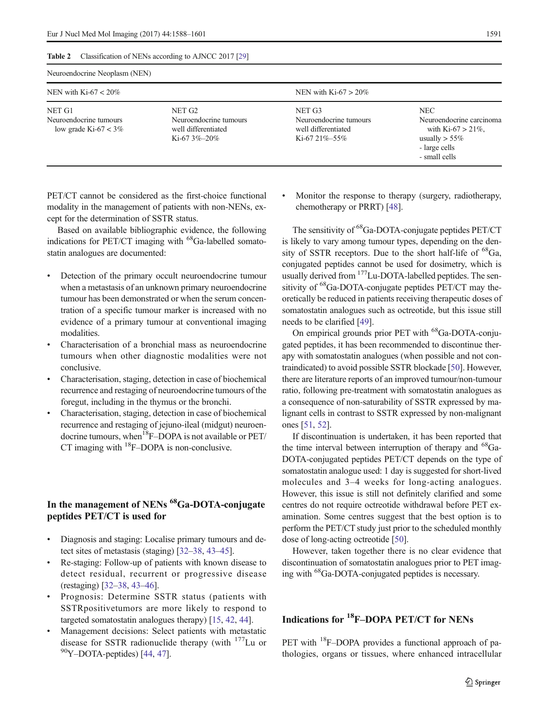**Table 2** Classification of NENs according to AJNCC 2017 [29]

| Neuroendocrine Neoplasm (NEN) | | | |
|---|---|---|---|
| NEN with Ki-67 < 20% | | NEN with Ki-67 > 20% | |
| NET G1<br>Neuroendocrine tumours low grade Ki-67 < 3% | NET G2<br>Neuroendocrine tumours well differentiated Ki-67 3%–20% | NET G3<br>Neuroendocrine tumours well differentiated Ki-67 21%–55% | NEC<br>Neuroendocrine carcinoma with Ki-67 > 21%, usually > 55%<br>- large cells<br>- small cells |

PET/CT cannot be considered as the first-choice functional modality in the management of patients with non-NENs, except for the determination of SSTR status.

Based on available bibliographic evidence, the following indications for PET/CT imaging with $^{68}$Ga-labelled somatostatin analogues are documented:

- Detection of the primary occult neuroendocrine tumour when a metastasis of an unknown primary neuroendocrine tumour has been demonstrated or when the serum concentration of a specific tumour marker is increased with no evidence of a primary tumour at conventional imaging modalities.
- Characterisation of a bronchial mass as neuroendocrine tumours when other diagnostic modalities were not conclusive.
- Characterisation, staging, detection in case of biochemical recurrence and restaging of neuroendocrine tumours of the foregut, including in the thymus or the bronchi.
- Characterisation, staging, detection in case of biochemical recurrence and restaging of jejuno-ileal (midgut) neuroendocrine tumours, when $^{18}$F–DOPA is not available or PET/CT imaging with $^{18}$F–DOPA is non-conclusive.

## In the management of NENs $^{68}$Ga-DOTA-conjugate peptides PET/CT is used for

- Diagnosis and staging: Localise primary tumours and detect sites of metastasis (staging) [32–38, 43–45].
- Re-staging: Follow-up of patients with known disease to detect residual, recurrent or progressive disease (restaging) [32–38, 43–46].
- Prognosis: Determine SSTR status (patients with SSTRpositivetumors are more likely to respond to targeted somatostatin analogues therapy) [15, 42, 44].
- Management decisions: Select patients with metastatic disease for SSTR radionuclide therapy (with $^{177}$Lu or $^{90}$Y–DOTA-peptides) [44, 47].
- Monitor the response to therapy (surgery, radiotherapy, chemotherapy or PRRT) [48].

The sensitivity of $^{68}$Ga-DOTA-conjugate peptides PET/CT is likely to vary among tumour types, depending on the density of SSTR receptors. Due to the short half-life of $^{68}$Ga, conjugated peptides cannot be used for dosimetry, which is usually derived from $^{177}$Lu-DOTA-labelled peptides. The sensitivity of $^{68}$Ga-DOTA-conjugate peptides PET/CT may theoretically be reduced in patients receiving therapeutic doses of somatostatin analogues such as octreotide, but this issue still needs to be clarified [49].

On empirical grounds prior PET with $^{68}$Ga-DOTA-conjugated peptides, it has been recommended to discontinue therapy with somatostatin analogues (when possible and not contraindicated) to avoid possible SSTR blockade [50]. However, there are literature reports of an improved tumour/non-tumour ratio, following pre-treatment with somatostatin analogues as a consequence of non-saturability of SSTR expressed by malignant cells in contrast to SSTR expressed by non-malignant ones [51, 52].

If discontinuation is undertaken, it has been reported that the time interval between interruption of therapy and $^{68}$Ga-DOTA-conjugated peptides PET/CT depends on the type of somatostatin analogue used: 1 day is suggested for short-lived molecules and 3–4 weeks for long-acting analogues. However, this issue is still not definitely clarified and some centres do not require octreotide withdrawal before PET examination. Some centres suggest that the best option is to perform the PET/CT study just prior to the scheduled monthly dose of long-acting octreotide [50].

However, taken together there is no clear evidence that discontinuation of somatostatin analogues prior to PET imaging with $^{68}$Ga-DOTA-conjugated peptides is necessary.

## Indications for $^{18}$F–DOPA PET/CT for NENs

PET with $^{18}$F–DOPA provides a functional approach of pathologies, organs or tissues, where enhanced intracellular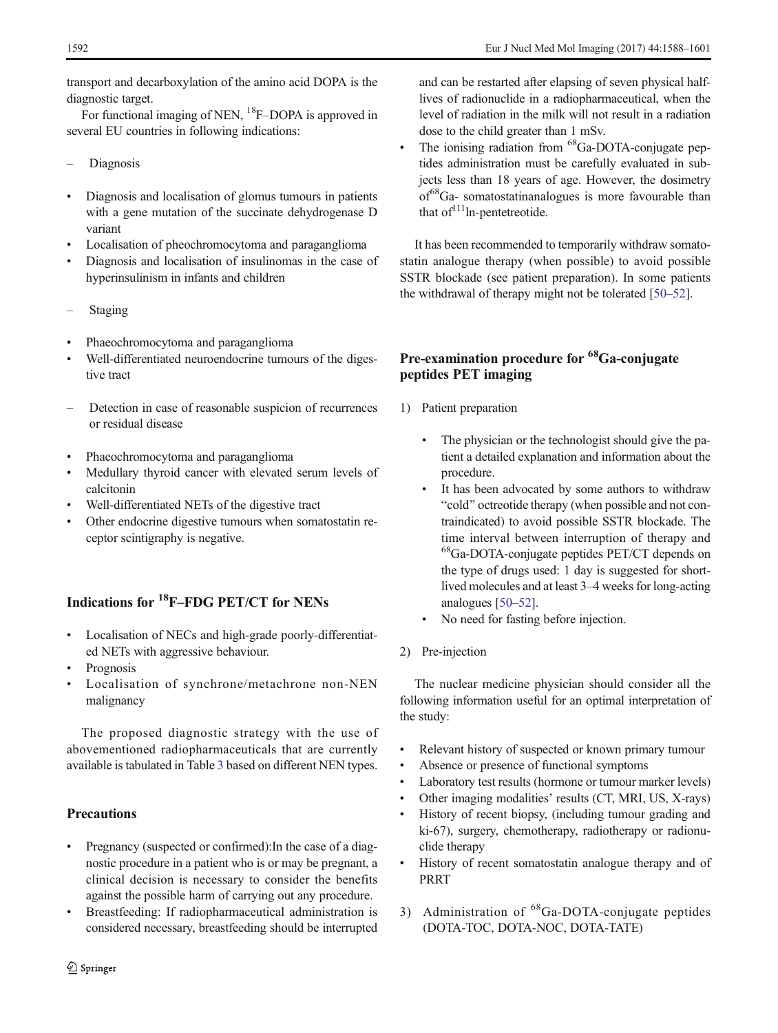transport and decarboxylation of the amino acid DOPA is the diagnostic target.

For functional imaging of NEN, $^{18}$F–DOPA is approved in several EU countries in following indications:

– Diagnosis

- Diagnosis and localisation of glomus tumours in patients with a gene mutation of the succinate dehydrogenase D variant
- Localisation of pheochromocytoma and paraganglioma
- Diagnosis and localisation of insulinomas in the case of hyperinsulinism in infants and children

– Staging

- Phaeochromocytoma and paraganglioma
- Well-differentiated neuroendocrine tumours of the digestive tract

– Detection in case of reasonable suspicion of recurrences or residual disease

- Phaeochromocytoma and paraganglioma
- Medullary thyroid cancer with elevated serum levels of calcitonin
- Well-differentiated NETs of the digestive tract
- Other endocrine digestive tumours when somatostatin receptor scintigraphy is negative.

## Indications for $^{18}$F–FDG PET/CT for NENs

- Localisation of NECs and high-grade poorly-differentiated NETs with aggressive behaviour.
- Prognosis
- Localisation of synchrone/metachrone non-NEN malignancy

The proposed diagnostic strategy with the use of abovementioned radiopharmaceuticals that are currently available is tabulated in Table 3 based on different NEN types.

## Precautions

- Pregnancy (suspected or confirmed):In the case of a diagnostic procedure in a patient who is or may be pregnant, a clinical decision is necessary to consider the benefits against the possible harm of carrying out any procedure.
- Breastfeeding: If radiopharmaceutical administration is considered necessary, breastfeeding should be interrupted and can be restarted after elapsing of seven physical half-lives of radionuclide in a radiopharmaceutical, when the level of radiation in the milk will not result in a radiation dose to the child greater than 1 mSv.
- The ionising radiation from $^{68}$Ga-DOTA-conjugate peptides administration must be carefully evaluated in subjects less than 18 years of age. However, the dosimetry of $^{68}$Ga- somatostatinanalogues is more favourable than that of $^{111}$In-pentetreotide.

It has been recommended to temporarily withdraw somatostatin analogue therapy (when possible) to avoid possible SSTR blockade (see patient preparation). In some patients the withdrawal of therapy might not be tolerated [50–52].

## Pre-examination procedure for $^{68}$Ga-conjugate peptides PET imaging

1) Patient preparation

   - The physician or the technologist should give the patient a detailed explanation and information about the procedure.
   - It has been advocated by some authors to withdraw "cold" octreotide therapy (when possible and not contraindicated) to avoid possible SSTR blockade. The time interval between interruption of therapy and $^{68}$Ga-DOTA-conjugate peptides PET/CT depends on the type of drugs used: 1 day is suggested for short-lived molecules and at least 3–4 weeks for long-acting analogues [50–52].
   - No need for fasting before injection.

2) Pre-injection

The nuclear medicine physician should consider all the following information useful for an optimal interpretation of the study:

- Relevant history of suspected or known primary tumour
- Absence or presence of functional symptoms
- Laboratory test results (hormone or tumour marker levels)
- Other imaging modalities' results (CT, MRI, US, X-rays)
- History of recent biopsy, (including tumour grading and ki-67), surgery, chemotherapy, radiotherapy or radionuclide therapy
- History of recent somatostatin analogue therapy and of PRRT

3) Administration of $^{68}$Ga-DOTA-conjugate peptides (DOTA-TOC, DOTA-NOC, DOTA-TATE)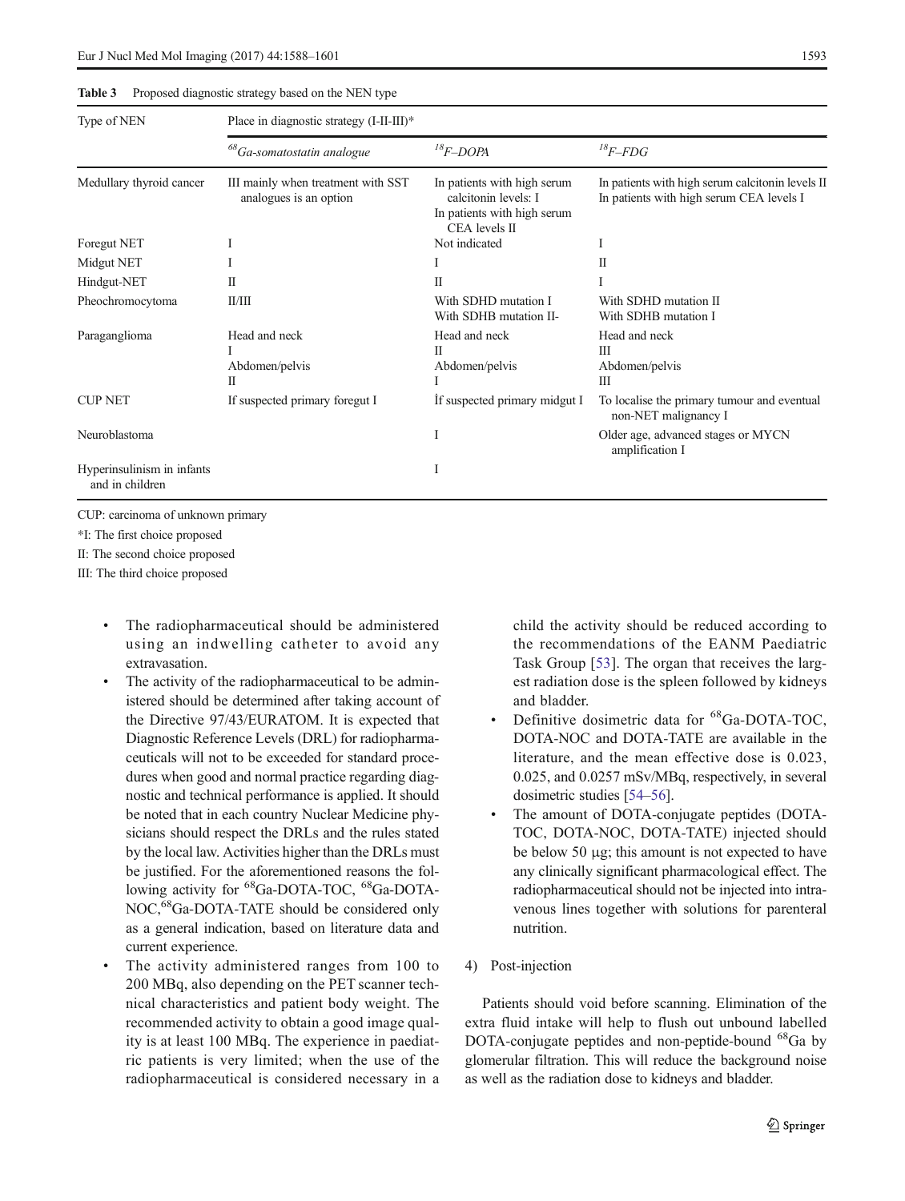**Table 3** Proposed diagnostic strategy based on the NEN type

| Type of NEN | Place in diagnostic strategy (I-II-III)* | | |
|---|---|---|---|
| | *$^{68}$Ga-somatostatin analogue* | *$^{18}$F–DOPA* | *$^{18}$F–FDG* |
| Medullary thyroid cancer | III mainly when treatment with SST analogues is an option | In patients with high serum calcitonin levels: I<br>In patients with high serum CEA levels II | In patients with high serum calcitonin levels II<br>In patients with high serum CEA levels I |
| Foregut NET | I | Not indicated | I |
| Midgut NET | I | I | II |
| Hindgut-NET | II | II | I |
| Pheochromocytoma | II/III | With SDHD mutation I<br>With SDHB mutation II- | With SDHD mutation II<br>With SDHB mutation I |
| Paraganglioma | Head and neck<br>I<br>Abdomen/pelvis<br>II | Head and neck<br>II<br>Abdomen/pelvis<br>I | Head and neck<br>III<br>Abdomen/pelvis<br>III |
| CUP NET | If suspected primary foregut I | İf suspected primary midgut I | To localise the primary tumour and eventual non-NET malignancy I |
| Neuroblastoma | | I | Older age, advanced stages or MYCN amplification I |
| Hyperinsulinism in infants and in children | | I | |

CUP: carcinoma of unknown primary

*I: The first choice proposed

II: The second choice proposed

III: The third choice proposed

- The radiopharmaceutical should be administered using an indwelling catheter to avoid any extravasation.
- The activity of the radiopharmaceutical to be administered should be determined after taking account of the Directive 97/43/EURATOM. It is expected that Diagnostic Reference Levels (DRL) for radiopharmaceuticals will not to be exceeded for standard procedures when good and normal practice regarding diagnostic and technical performance is applied. It should be noted that in each country Nuclear Medicine physicians should respect the DRLs and the rules stated by the local law. Activities higher than the DRLs must be justified. For the aforementioned reasons the following activity for $^{68}$Ga-DOTA-TOC, $^{68}$Ga-DOTA-NOC,$^{68}$Ga-DOTA-TATE should be considered only as a general indication, based on literature data and current experience.
- The activity administered ranges from 100 to 200 MBq, also depending on the PET scanner technical characteristics and patient body weight. The recommended activity to obtain a good image quality is at least 100 MBq. The experience in paediatric patients is very limited; when the use of the radiopharmaceutical is considered necessary in a child the activity should be reduced according to the recommendations of the EANM Paediatric Task Group [53]. The organ that receives the largest radiation dose is the spleen followed by kidneys and bladder.
- Definitive dosimetric data for $^{68}$Ga-DOTA-TOC, DOTA-NOC and DOTA-TATE are available in the literature, and the mean effective dose is 0.023, 0.025, and 0.0257 mSv/MBq, respectively, in several dosimetric studies [54–56].
- The amount of DOTA-conjugate peptides (DOTA-TOC, DOTA-NOC, DOTA-TATE) injected should be below 50 μg; this amount is not expected to have any clinically significant pharmacological effect. The radiopharmaceutical should not be injected into intravenous lines together with solutions for parenteral nutrition.

4) Post-injection

Patients should void before scanning. Elimination of the extra fluid intake will help to flush out unbound labelled DOTA-conjugate peptides and non-peptide-bound $^{68}$Ga by glomerular filtration. This will reduce the background noise as well as the radiation dose to kidneys and bladder.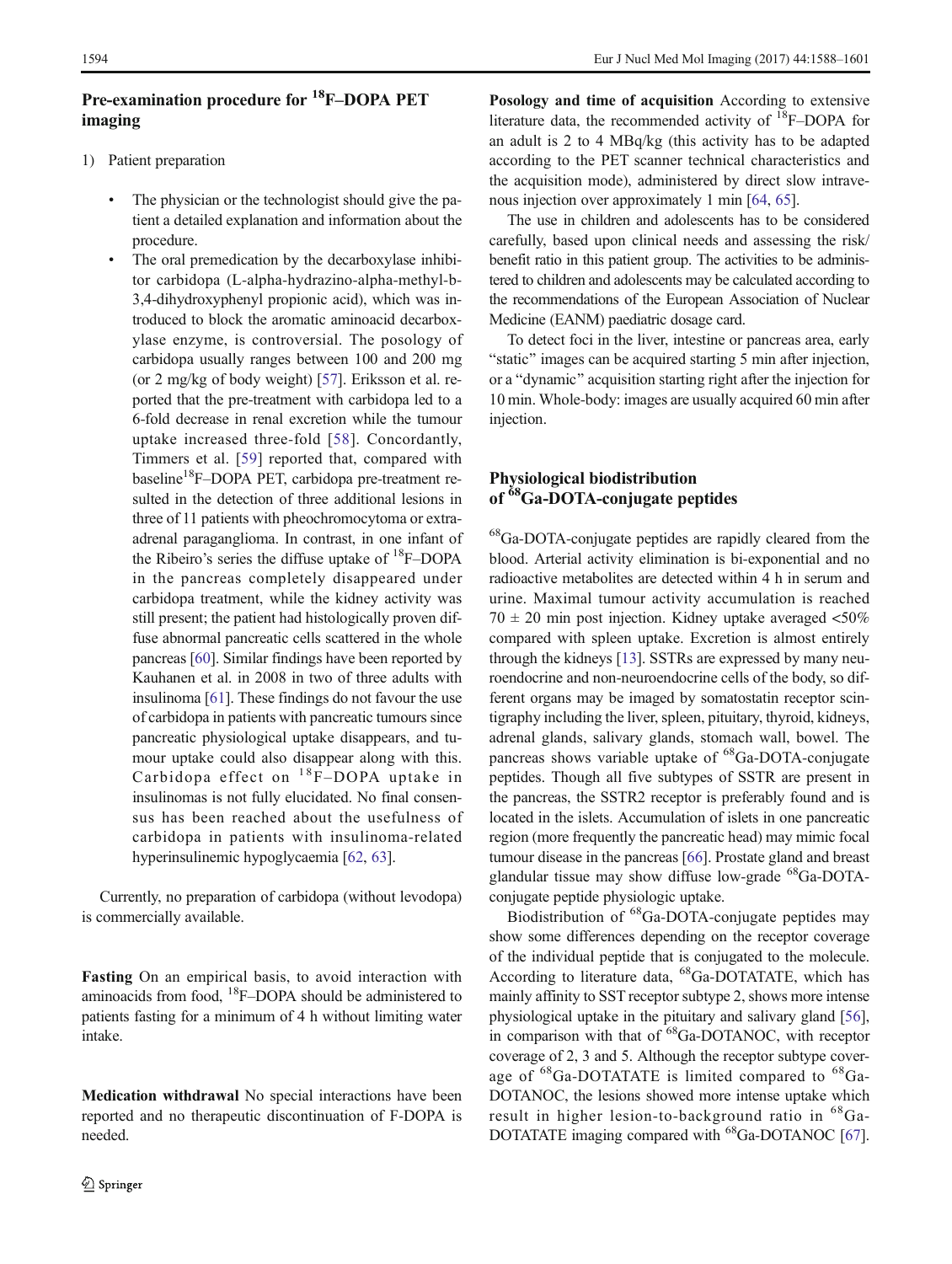## Pre-examination procedure for $^{18}$F–DOPA PET imaging

1) Patient preparation

- The physician or the technologist should give the patient a detailed explanation and information about the procedure.
- The oral premedication by the decarboxylase inhibitor carbidopa (L-alpha-hydrazino-alpha-methyl-b-3,4-dihydroxyphenyl propionic acid), which was introduced to block the aromatic aminoacid decarboxylase enzyme, is controversial. The posology of carbidopa usually ranges between 100 and 200 mg (or 2 mg/kg of body weight) [57]. Eriksson et al. reported that the pre-treatment with carbidopa led to a 6-fold decrease in renal excretion while the tumour uptake increased three-fold [58]. Concordantly, Timmers et al. [59] reported that, compared with baseline $^{18}$F–DOPA PET, carbidopa pre-treatment resulted in the detection of three additional lesions in three of 11 patients with pheochromocytoma or extra-adrenal paraganglioma. In contrast, in one infant of the Ribeiro's series the diffuse uptake of $^{18}$F–DOPA in the pancreas completely disappeared under carbidopa treatment, while the kidney activity was still present; the patient had histologically proven diffuse abnormal pancreatic cells scattered in the whole pancreas [60]. Similar findings have been reported by Kauhanen et al. in 2008 in two of three adults with insulinoma [61]. These findings do not favour the use of carbidopa in patients with pancreatic tumours since pancreatic physiological uptake disappears, and tumour uptake could also disappear along with this. Carbidopa effect on $^{18}$F–DOPA uptake in insulinomas is not fully elucidated. No final consensus has been reached about the usefulness of carbidopa in patients with insulinoma-related hyperinsulinemic hypoglycaemia [62, 63].

Currently, no preparation of carbidopa (without levodopa) is commercially available.

**Fasting** On an empirical basis, to avoid interaction with aminoacids from food, $^{18}$F–DOPA should be administered to patients fasting for a minimum of 4 h without limiting water intake.

**Medication withdrawal** No special interactions have been reported and no therapeutic discontinuation of F-DOPA is needed.

**Posology and time of acquisition** According to extensive literature data, the recommended activity of $^{18}$F–DOPA for an adult is 2 to 4 MBq/kg (this activity has to be adapted according to the PET scanner technical characteristics and the acquisition mode), administered by direct slow intravenous injection over approximately 1 min [64, 65].

The use in children and adolescents has to be considered carefully, based upon clinical needs and assessing the risk/benefit ratio in this patient group. The activities to be administered to children and adolescents may be calculated according to the recommendations of the European Association of Nuclear Medicine (EANM) paediatric dosage card.

To detect foci in the liver, intestine or pancreas area, early "static" images can be acquired starting 5 min after injection, or a "dynamic" acquisition starting right after the injection for 10 min. Whole-body: images are usually acquired 60 min after injection.

## Physiological biodistribution of $^{68}$Ga-DOTA-conjugate peptides

$^{68}$Ga-DOTA-conjugate peptides are rapidly cleared from the blood. Arterial activity elimination is bi-exponential and no radioactive metabolites are detected within 4 h in serum and urine. Maximal tumour activity accumulation is reached $70 \pm 20$ min post injection. Kidney uptake averaged <50% compared with spleen uptake. Excretion is almost entirely through the kidneys [13]. SSTRs are expressed by many neuroendocrine and non-neuroendocrine cells of the body, so different organs may be imaged by somatostatin receptor scintigraphy including the liver, spleen, pituitary, thyroid, kidneys, adrenal glands, salivary glands, stomach wall, bowel. The pancreas shows variable uptake of $^{68}$Ga-DOTA-conjugate peptides. Though all five subtypes of SSTR are present in the pancreas, the SSTR2 receptor is preferably found and is located in the islets. Accumulation of islets in one pancreatic region (more frequently the pancreatic head) may mimic focal tumour disease in the pancreas [66]. Prostate gland and breast glandular tissue may show diffuse low-grade $^{68}$Ga-DOTA-conjugate peptide physiologic uptake.

Biodistribution of $^{68}$Ga-DOTA-conjugate peptides may show some differences depending on the receptor coverage of the individual peptide that is conjugated to the molecule. According to literature data, $^{68}$Ga-DOTATATE, which has mainly affinity to SST receptor subtype 2, shows more intense physiological uptake in the pituitary and salivary gland [56], in comparison with that of $^{68}$Ga-DOTANOC, with receptor coverage of 2, 3 and 5. Although the receptor subtype coverage of $^{68}$Ga-DOTATATE is limited compared to $^{68}$Ga-DOTANOC, the lesions showed more intense uptake which result in higher lesion-to-background ratio in $^{68}$Ga-DOTATATE imaging compared with $^{68}$Ga-DOTANOC [67].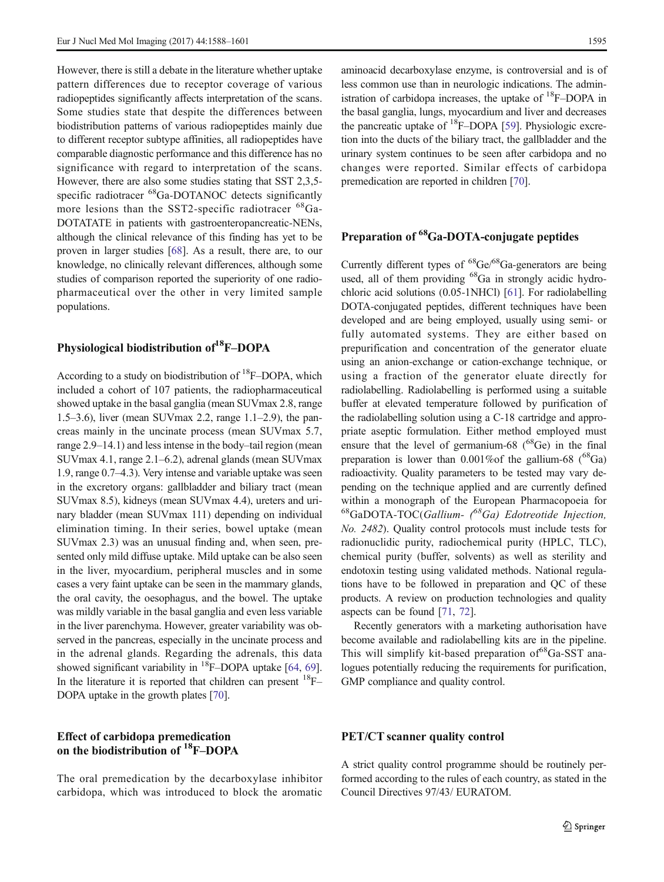However, there is still a debate in the literature whether uptake pattern differences due to receptor coverage of various radiopeptides significantly affects interpretation of the scans. Some studies state that despite the differences between biodistribution patterns of various radiopeptides mainly due to different receptor subtype affinities, all radiopeptides have comparable diagnostic performance and this difference has no significance with regard to interpretation of the scans. However, there are also some studies stating that SST 2,3,5-specific radiotracer $^{68}$Ga-DOTANOC detects significantly more lesions than the SST2-specific radiotracer $^{68}$Ga-DOTATATE in patients with gastroenteropancreatic-NENs, although the clinical relevance of this finding has yet to be proven in larger studies [68]. As a result, there are, to our knowledge, no clinically relevant differences, although some studies of comparison reported the superiority of one radiopharmaceutical over the other in very limited sample populations.

## Physiological biodistribution of $^{18}$F–DOPA

According to a study on biodistribution of $^{18}$F–DOPA, which included a cohort of 107 patients, the radiopharmaceutical showed uptake in the basal ganglia (mean SUVmax 2.8, range 1.5–3.6), liver (mean SUVmax 2.2, range 1.1–2.9), the pancreas mainly in the uncinate process (mean SUVmax 5.7, range 2.9–14.1) and less intense in the body–tail region (mean SUVmax 4.1, range 2.1–6.2), adrenal glands (mean SUVmax 1.9, range 0.7–4.3). Very intense and variable uptake was seen in the excretory organs: gallbladder and biliary tract (mean SUVmax 8.5), kidneys (mean SUVmax 4.4), ureters and urinary bladder (mean SUVmax 111) depending on individual elimination timing. In their series, bowel uptake (mean SUVmax 2.3) was an unusual finding and, when seen, presented only mild diffuse uptake. Mild uptake can be also seen in the liver, myocardium, peripheral muscles and in some cases a very faint uptake can be seen in the mammary glands, the oral cavity, the oesophagus, and the bowel. The uptake was mildly variable in the basal ganglia and even less variable in the liver parenchyma. However, greater variability was observed in the pancreas, especially in the uncinate process and in the adrenal glands. Regarding the adrenals, this data showed significant variability in $^{18}$F–DOPA uptake [64, 69]. In the literature it is reported that children can present $^{18}$F–DOPA uptake in the growth plates [70].

## Effect of carbidopa premedication on the biodistribution of $^{18}$F–DOPA

The oral premedication by the decarboxylase inhibitor carbidopa, which was introduced to block the aromatic aminoacid decarboxylase enzyme, is controversial and is of less common use than in neurologic indications. The administration of carbidopa increases, the uptake of $^{18}$F–DOPA in the basal ganglia, lungs, myocardium and liver and decreases the pancreatic uptake of $^{18}$F–DOPA [59]. Physiologic excretion into the ducts of the biliary tract, the gallbladder and the urinary system continues to be seen after carbidopa and no changes were reported. Similar effects of carbidopa premedication are reported in children [70].

## Preparation of $^{68}$Ga-DOTA-conjugate peptides

Currently different types of $^{68}$Ge/$^{68}$Ga-generators are being used, all of them providing $^{68}$Ga in strongly acidic hydrochloric acid solutions (0.05-1NHCl) [61]. For radiolabelling DOTA-conjugated peptides, different techniques have been developed and are being employed, usually using semi- or fully automated systems. They are either based on prepurification and concentration of the generator eluate using an anion-exchange or cation-exchange technique, or using a fraction of the generator eluate directly for radiolabelling. Radiolabelling is performed using a suitable buffer at elevated temperature followed by purification of the radiolabelling solution using a C-18 cartridge and appropriate aseptic formulation. Either method employed must ensure that the level of germanium-68 ($^{68}$Ge) in the final preparation is lower than 0.001%of the gallium-68 ($^{68}$Ga) radioactivity. Quality parameters to be tested may vary depending on the technique applied and are currently defined within a monograph of the European Pharmacopoeia for $^{68}$GaDOTA-TOC(*Gallium- ($^{68}$Ga) Edotreotide Injection, No. 2482*). Quality control protocols must include tests for radionuclidic purity, radiochemical purity (HPLC, TLC), chemical purity (buffer, solvents) as well as sterility and endotoxin testing using validated methods. National regulations have to be followed in preparation and QC of these products. A review on production technologies and quality aspects can be found [71, 72].

Recently generators with a marketing authorisation have become available and radiolabelling kits are in the pipeline. This will simplify kit-based preparation of $^{68}$Ga-SST analogues potentially reducing the requirements for purification, GMP compliance and quality control.

## PET/CT scanner quality control

A strict quality control programme should be routinely performed according to the rules of each country, as stated in the Council Directives 97/43/ EURATOM.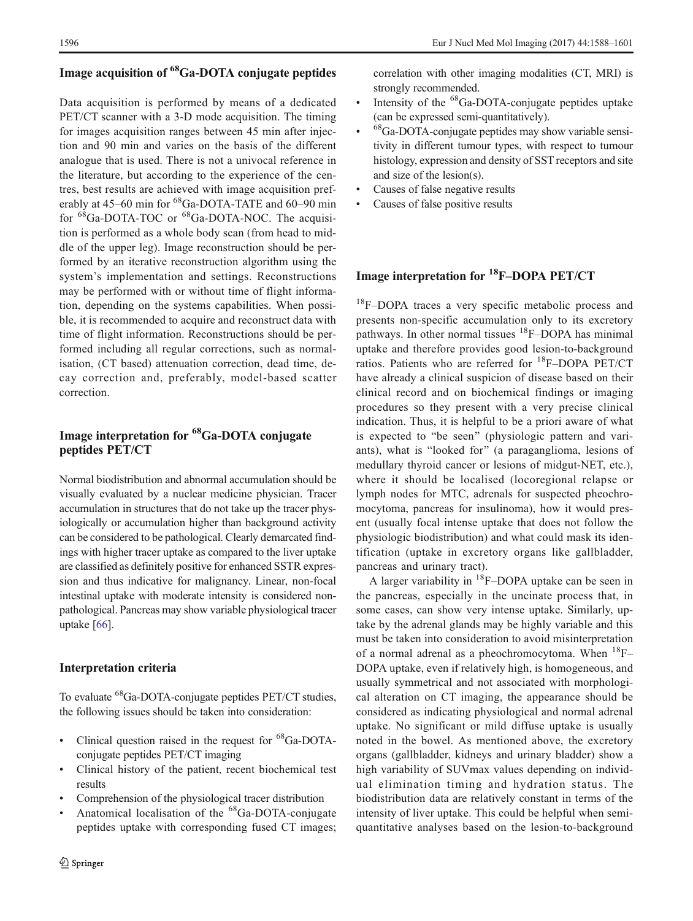## Image acquisition of $^{68}$Ga-DOTA conjugate peptides

Data acquisition is performed by means of a dedicated PET/CT scanner with a 3-D mode acquisition. The timing for images acquisition ranges between 45 min after injection and 90 min and varies on the basis of the different analogue that is used. There is not a univocal reference in the literature, but according to the experience of the centres, best results are achieved with image acquisition preferably at 45–60 min for $^{68}$Ga-DOTA-TATE and 60–90 min for $^{68}$Ga-DOTA-TOC or $^{68}$Ga-DOTA-NOC. The acquisition is performed as a whole body scan (from head to middle of the upper leg). Image reconstruction should be performed by an iterative reconstruction algorithm using the system's implementation and settings. Reconstructions may be performed with or without time of flight information, depending on the systems capabilities. When possible, it is recommended to acquire and reconstruct data with time of flight information. Reconstructions should be performed including all regular corrections, such as normalisation, (CT based) attenuation correction, dead time, decay correction and, preferably, model-based scatter correction.

## Image interpretation for $^{68}$Ga-DOTA conjugate peptides PET/CT

Normal biodistribution and abnormal accumulation should be visually evaluated by a nuclear medicine physician. Tracer accumulation in structures that do not take up the tracer physiologically or accumulation higher than background activity can be considered to be pathological. Clearly demarcated findings with higher tracer uptake as compared to the liver uptake are classified as definitely positive for enhanced SSTR expression and thus indicative for malignancy. Linear, non-focal intestinal uptake with moderate intensity is considered non-pathological. Pancreas may show variable physiological tracer uptake [66].

### Interpretation criteria

To evaluate $^{68}$Ga-DOTA-conjugate peptides PET/CT studies, the following issues should be taken into consideration:

- Clinical question raised in the request for $^{68}$Ga-DOTA-conjugate peptides PET/CT imaging
- Clinical history of the patient, recent biochemical test results
- Comprehension of the physiological tracer distribution
- Anatomical localisation of the $^{68}$Ga-DOTA-conjugate peptides uptake with corresponding fused CT images; correlation with other imaging modalities (CT, MRI) is strongly recommended.
- Intensity of the $^{68}$Ga-DOTA-conjugate peptides uptake (can be expressed semi-quantitatively).
- $^{68}$Ga-DOTA-conjugate peptides may show variable sensitivity in different tumour types, with respect to tumour histology, expression and density of SST receptors and site and size of the lesion(s).
- Causes of false negative results
- Causes of false positive results

## Image interpretation for $^{18}$F–DOPA PET/CT

$^{18}$F–DOPA traces a very specific metabolic process and presents non-specific accumulation only to its excretory pathways. In other normal tissues $^{18}$F–DOPA has minimal uptake and therefore provides good lesion-to-background ratios. Patients who are referred for $^{18}$F–DOPA PET/CT have already a clinical suspicion of disease based on their clinical record and on biochemical findings or imaging procedures so they present with a very precise clinical indication. Thus, it is helpful to be a priori aware of what is expected to "be seen" (physiologic pattern and variants), what is "looked for" (a paraganglioma, lesions of medullary thyroid cancer or lesions of midgut-NET, etc.), where it should be localised (locoregional relapse or lymph nodes for MTC, adrenals for suspected pheochromocytoma, pancreas for insulinoma), how it would present (usually focal intense uptake that does not follow the physiologic biodistribution) and what could mask its identification (uptake in excretory organs like gallbladder, pancreas and urinary tract).

A larger variability in $^{18}$F–DOPA uptake can be seen in the pancreas, especially in the uncinate process that, in some cases, can show very intense uptake. Similarly, uptake by the adrenal glands may be highly variable and this must be taken into consideration to avoid misinterpretation of a normal adrenal as a pheochromocytoma. When $^{18}$F–DOPA uptake, even if relatively high, is homogeneous, and usually symmetrical and not associated with morphological alteration on CT imaging, the appearance should be considered as indicating physiological and normal adrenal uptake. No significant or mild diffuse uptake is usually noted in the bowel. As mentioned above, the excretory organs (gallbladder, kidneys and urinary bladder) show a high variability of SUVmax values depending on individual elimination timing and hydration status. The biodistribution data are relatively constant in terms of the intensity of liver uptake. This could be helpful when semi-quantitative analyses based on the lesion-to-background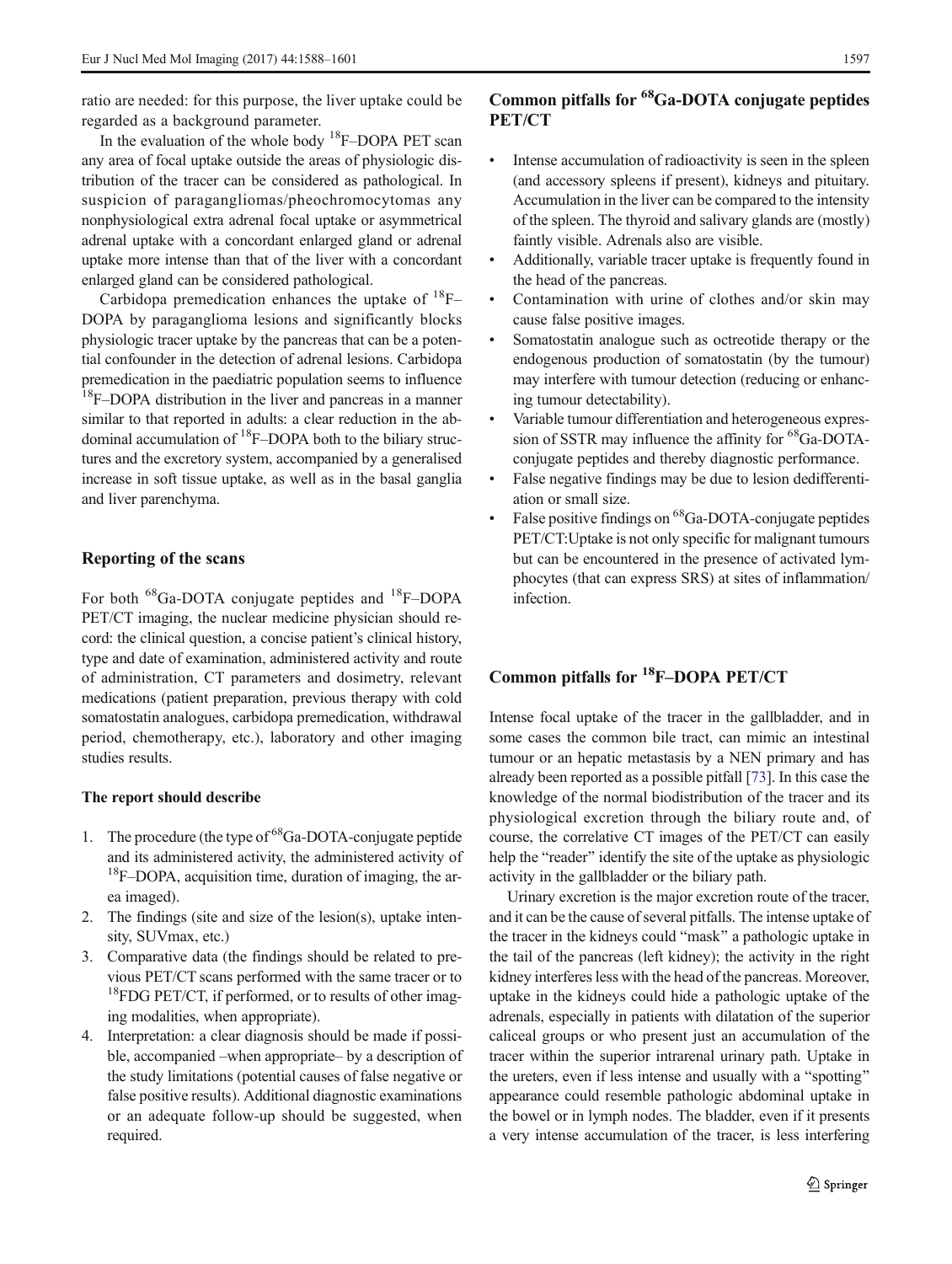ratio are needed: for this purpose, the liver uptake could be regarded as a background parameter.

In the evaluation of the whole body $^{18}$F–DOPA PET scan any area of focal uptake outside the areas of physiologic distribution of the tracer can be considered as pathological. In suspicion of paragangliomas/pheochromocytomas any nonphysiological extra adrenal focal uptake or asymmetrical adrenal uptake with a concordant enlarged gland or adrenal uptake more intense than that of the liver with a concordant enlarged gland can be considered pathological.

Carbidopa premedication enhances the uptake of $^{18}$F–DOPA by paraganglioma lesions and significantly blocks physiologic tracer uptake by the pancreas that can be a potential confounder in the detection of adrenal lesions. Carbidopa premedication in the paediatric population seems to influence $^{18}$F–DOPA distribution in the liver and pancreas in a manner similar to that reported in adults: a clear reduction in the abdominal accumulation of $^{18}$F–DOPA both to the biliary structures and the excretory system, accompanied by a generalised increase in soft tissue uptake, as well as in the basal ganglia and liver parenchyma.

## Reporting of the scans

For both $^{68}$Ga-DOTA conjugate peptides and $^{18}$F–DOPA PET/CT imaging, the nuclear medicine physician should record: the clinical question, a concise patient's clinical history, type and date of examination, administered activity and route of administration, CT parameters and dosimetry, relevant medications (patient preparation, previous therapy with cold somatostatin analogues, carbidopa premedication, withdrawal period, chemotherapy, etc.), laboratory and other imaging studies results.

### The report should describe

1. The procedure (the type of $^{68}$Ga-DOTA-conjugate peptide and its administered activity, the administered activity of $^{18}$F–DOPA, acquisition time, duration of imaging, the area imaged).
2. The findings (site and size of the lesion(s), uptake intensity, SUVmax, etc.)
3. Comparative data (the findings should be related to previous PET/CT scans performed with the same tracer or to $^{18}$FDG PET/CT, if performed, or to results of other imaging modalities, when appropriate).
4. Interpretation: a clear diagnosis should be made if possible, accompanied –when appropriate– by a description of the study limitations (potential causes of false negative or false positive results). Additional diagnostic examinations or an adequate follow-up should be suggested, when required.

## Common pitfalls for $^{68}$Ga-DOTA conjugate peptides PET/CT

- Intense accumulation of radioactivity is seen in the spleen (and accessory spleens if present), kidneys and pituitary. Accumulation in the liver can be compared to the intensity of the spleen. The thyroid and salivary glands are (mostly) faintly visible. Adrenals also are visible.
- Additionally, variable tracer uptake is frequently found in the head of the pancreas.
- Contamination with urine of clothes and/or skin may cause false positive images.
- Somatostatin analogue such as octreotide therapy or the endogenous production of somatostatin (by the tumour) may interfere with tumour detection (reducing or enhancing tumour detectability).
- Variable tumour differentiation and heterogeneous expression of SSTR may influence the affinity for $^{68}$Ga-DOTA-conjugate peptides and thereby diagnostic performance.
- False negative findings may be due to lesion dedifferentiation or small size.
- False positive findings on $^{68}$Ga-DOTA-conjugate peptides PET/CT:Uptake is not only specific for malignant tumours but can be encountered in the presence of activated lymphocytes (that can express SRS) at sites of inflammation/infection.

## Common pitfalls for $^{18}$F–DOPA PET/CT

Intense focal uptake of the tracer in the gallbladder, and in some cases the common bile tract, can mimic an intestinal tumour or an hepatic metastasis by a NEN primary and has already been reported as a possible pitfall [73]. In this case the knowledge of the normal biodistribution of the tracer and its physiological excretion through the biliary route and, of course, the correlative CT images of the PET/CT can easily help the "reader" identify the site of the uptake as physiologic activity in the gallbladder or the biliary path.

Urinary excretion is the major excretion route of the tracer, and it can be the cause of several pitfalls. The intense uptake of the tracer in the kidneys could "mask" a pathologic uptake in the tail of the pancreas (left kidney); the activity in the right kidney interferes less with the head of the pancreas. Moreover, uptake in the kidneys could hide a pathologic uptake of the adrenals, especially in patients with dilatation of the superior caliceal groups or who present just an accumulation of the tracer within the superior intrarenal urinary path. Uptake in the ureters, even if less intense and usually with a "spotting" appearance could resemble pathologic abdominal uptake in the bowel or in lymph nodes. The bladder, even if it presents a very intense accumulation of the tracer, is less interfering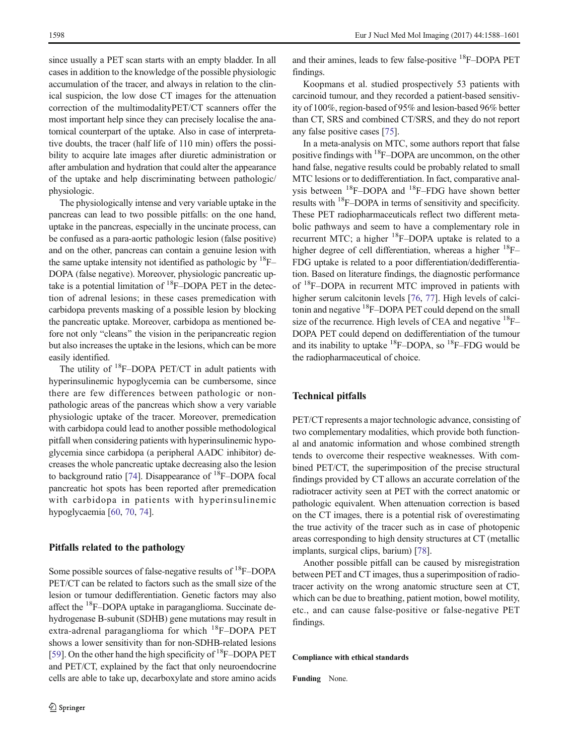since usually a PET scan starts with an empty bladder. In all cases in addition to the knowledge of the possible physiologic accumulation of the tracer, and always in relation to the clinical suspicion, the low dose CT images for the attenuation correction of the multimodalityPET/CT scanners offer the most important help since they can precisely localise the anatomical counterpart of the uptake. Also in case of interpretative doubts, the tracer (half life of 110 min) offers the possibility to acquire late images after diuretic administration or after ambulation and hydration that could alter the appearance of the uptake and help discriminating between pathologic/physiologic.

The physiologically intense and very variable uptake in the pancreas can lead to two possible pitfalls: on the one hand, uptake in the pancreas, especially in the uncinate process, can be confused as a para-aortic pathologic lesion (false positive) and on the other, pancreas can contain a genuine lesion with the same uptake intensity not identified as pathologic by $^{18}$F–DOPA (false negative). Moreover, physiologic pancreatic uptake is a potential limitation of $^{18}$F–DOPA PET in the detection of adrenal lesions; in these cases premedication with carbidopa prevents masking of a possible lesion by blocking the pancreatic uptake. Moreover, carbidopa as mentioned before not only "cleans" the vision in the peripancreatic region but also increases the uptake in the lesions, which can be more easily identified.

The utility of $^{18}$F–DOPA PET/CT in adult patients with hyperinsulinemic hypoglycemia can be cumbersome, since there are few differences between pathologic or non-pathologic areas of the pancreas which show a very variable physiologic uptake of the tracer. Moreover, premedication with carbidopa could lead to another possible methodological pitfall when considering patients with hyperinsulinemic hypoglycemia since carbidopa (a peripheral AADC inhibitor) decreases the whole pancreatic uptake decreasing also the lesion to background ratio [74]. Disappearance of $^{18}$F–DOPA focal pancreatic hot spots has been reported after premedication with carbidopa in patients with hyperinsulinemic hypoglycaemia [60, 70, 74].

## Pitfalls related to the pathology

Some possible sources of false-negative results of $^{18}$F–DOPA PET/CT can be related to factors such as the small size of the lesion or tumour dedifferentiation. Genetic factors may also affect the $^{18}$F–DOPA uptake in paraganglioma. Succinate dehydrogenase B-subunit (SDHB) gene mutations may result in extra-adrenal paraganglioma for which $^{18}$F–DOPA PET shows a lower sensitivity than for non-SDHB-related lesions [59]. On the other hand the high specificity of $^{18}$F–DOPA PET and PET/CT, explained by the fact that only neuroendocrine cells are able to take up, decarboxylate and store amino acids and their amines, leads to few false-positive $^{18}$F–DOPA PET findings.

Koopmans et al. studied prospectively 53 patients with carcinoid tumour, and they recorded a patient-based sensitivity of 100%, region-based of 95% and lesion-based 96% better than CT, SRS and combined CT/SRS, and they do not report any false positive cases [75].

In a meta-analysis on MTC, some authors report that false positive findings with $^{18}$F–DOPA are uncommon, on the other hand false, negative results could be probably related to small MTC lesions or to dedifferentiation. In fact, comparative analysis between $^{18}$F–DOPA and $^{18}$F–FDG have shown better results with $^{18}$F–DOPA in terms of sensitivity and specificity. These PET radiopharmaceuticals reflect two different metabolic pathways and seem to have a complementary role in recurrent MTC; a higher $^{18}$F–DOPA uptake is related to a higher degree of cell differentiation, whereas a higher $^{18}$F–FDG uptake is related to a poor differentiation/dedifferentiation. Based on literature findings, the diagnostic performance of $^{18}$F–DOPA in recurrent MTC improved in patients with higher serum calcitonin levels [76, 77]. High levels of calcitonin and negative $^{18}$F–DOPA PET could depend on the small size of the recurrence. High levels of CEA and negative $^{18}$F–DOPA PET could depend on dedifferentiation of the tumour and its inability to uptake $^{18}$F–DOPA, so $^{18}$F–FDG would be the radiopharmaceutical of choice.

## Technical pitfalls

PET/CT represents a major technologic advance, consisting of two complementary modalities, which provide both functional and anatomic information and whose combined strength tends to overcome their respective weaknesses. With combined PET/CT, the superimposition of the precise structural findings provided by CT allows an accurate correlation of the radiotracer activity seen at PET with the correct anatomic or pathologic equivalent. When attenuation correction is based on the CT images, there is a potential risk of overestimating the true activity of the tracer such as in case of photopenic areas corresponding to high density structures at CT (metallic implants, surgical clips, barium) [78].

Another possible pitfall can be caused by misregistration between PET and CT images, thus a superimposition of radiotracer activity on the wrong anatomic structure seen at CT, which can be due to breathing, patient motion, bowel motility, etc., and can cause false-positive or false-negative PET findings.

**Compliance with ethical standards**

**Funding** None.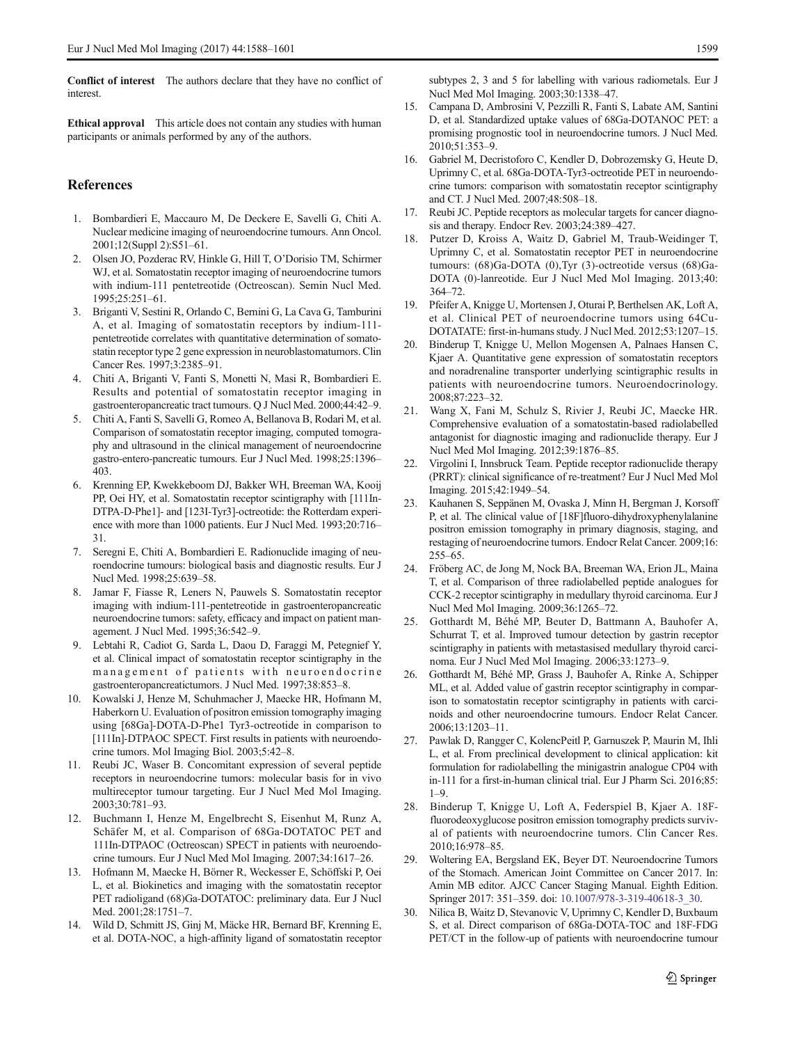**Conflict of interest** The authors declare that they have no conflict of interest.

**Ethical approval** This article does not contain any studies with human participants or animals performed by any of the authors.

## References

1. Bombardieri E, Maccauro M, De Deckere E, Savelli G, Chiti A. Nuclear medicine imaging of neuroendocrine tumours. Ann Oncol. 2001;12(Suppl 2):S51–61.
2. Olsen JO, Pozderac RV, Hinkle G, Hill T, O'Dorisio TM, Schirmer WJ, et al. Somatostatin receptor imaging of neuroendocrine tumors with indium-111 pentetreotide (Octreoscan). Semin Nucl Med. 1995;25:251–61.
3. Briganti V, Sestini R, Orlando C, Bernini G, La Cava G, Tamburini A, et al. Imaging of somatostatin receptors by indium-111-pentetreotide correlates with quantitative determination of somatostatin receptor type 2 gene expression in neuroblastomatumors. Clin Cancer Res. 1997;3:2385–91.
4. Chiti A, Briganti V, Fanti S, Monetti N, Masi R, Bombardieri E. Results and potential of somatostatin receptor imaging in gastroenteropancreatic tract tumours. Q J Nucl Med. 2000;44:42–9.
5. Chiti A, Fanti S, Savelli G, Romeo A, Bellanova B, Rodari M, et al. Comparison of somatostatin receptor imaging, computed tomography and ultrasound in the clinical management of neuroendocrine gastro-entero-pancreatic tumours. Eur J Nucl Med. 1998;25:1396–403.
6. Krenning EP, Kwekkeboom DJ, Bakker WH, Breeman WA, Kooij PP, Oei HY, et al. Somatostatin receptor scintigraphy with [111In-DTPA-D-Phe1]- and [123I-Tyr3]-octreotide: the Rotterdam experience with more than 1000 patients. Eur J Nucl Med. 1993;20:716–31.
7. Seregni E, Chiti A, Bombardieri E. Radionuclide imaging of neuroendocrine tumours: biological basis and diagnostic results. Eur J Nucl Med. 1998;25:639–58.
8. Jamar F, Fiasse R, Leners N, Pauwels S. Somatostatin receptor imaging with indium-111-pentetreotide in gastroenteropancreatic neuroendocrine tumors: safety, efficacy and impact on patient management. J Nucl Med. 1995;36:542–9.
9. Lebtahi R, Cadiot G, Sarda L, Daou D, Faraggi M, Petegnief Y, et al. Clinical impact of somatostatin receptor scintigraphy in the management of patients with neuroendocrine gastroenteropancreatictumors. J Nucl Med. 1997;38:853–8.
10. Kowalski J, Henze M, Schuhmacher J, Maecke HR, Hofmann M, Haberkorn U. Evaluation of positron emission tomography imaging using [68Ga]-DOTA-D-Phe1 Tyr3-octreotide in comparison to [111In]-DTPAOC SPECT. First results in patients with neuroendocrine tumors. Mol Imaging Biol. 2003;5:42–8.
11. Reubi JC, Waser B. Concomitant expression of several peptide receptors in neuroendocrine tumors: molecular basis for in vivo multireceptor tumour targeting. Eur J Nucl Med Mol Imaging. 2003;30:781–93.
12. Buchmann I, Henze M, Engelbrecht S, Eisenhut M, Runz A, Schäfer M, et al. Comparison of 68Ga-DOTATOC PET and 111In-DTPAOC (Octreoscan) SPECT in patients with neuroendocrine tumours. Eur J Nucl Med Mol Imaging. 2007;34:1617–26.
13. Hofmann M, Maecke H, Börner R, Weckesser E, Schöffski P, Oei L, et al. Biokinetics and imaging with the somatostatin receptor PET radioligand (68)Ga-DOTATOC: preliminary data. Eur J Nucl Med. 2001;28:1751–7.
14. Wild D, Schmitt JS, Ginj M, Mäcke HR, Bernard BF, Krenning E, et al. DOTA-NOC, a high-affinity ligand of somatostatin receptor subtypes 2, 3 and 5 for labelling with various radiometals. Eur J Nucl Med Mol Imaging. 2003;30:1338–47.
15. Campana D, Ambrosini V, Pezzilli R, Fanti S, Labate AM, Santini D, et al. Standardized uptake values of 68Ga-DOTANOC PET: a promising prognostic tool in neuroendocrine tumors. J Nucl Med. 2010;51:353–9.
16. Gabriel M, Decristoforo C, Kendler D, Dobrozemsky G, Heute D, Uprimny C, et al. 68Ga-DOTA-Tyr3-octreotide PET in neuroendocrine tumors: comparison with somatostatin receptor scintigraphy and CT. J Nucl Med. 2007;48:508–18.
17. Reubi JC. Peptide receptors as molecular targets for cancer diagnosis and therapy. Endocr Rev. 2003;24:389–427.
18. Putzer D, Kroiss A, Waitz D, Gabriel M, Traub-Weidinger T, Uprimny C, et al. Somatostatin receptor PET in neuroendocrine tumours: (68)Ga-DOTA (0),Tyr (3)-octreotide versus (68)Ga-DOTA (0)-lanreotide. Eur J Nucl Med Mol Imaging. 2013;40:364–72.
19. Pfeifer A, Knigge U, Mortensen J, Oturai P, Berthelsen AK, Loft A, et al. Clinical PET of neuroendocrine tumors using 64Cu-DOTATATE: first-in-humans study. J Nucl Med. 2012;53:1207–15.
20. Binderup T, Knigge U, Mellon Mogensen A, Palnaes Hansen C, Kjaer A. Quantitative gene expression of somatostatin receptors and noradrenaline transporter underlying scintigraphic results in patients with neuroendocrine tumors. Neuroendocrinology. 2008;87:223–32.
21. Wang X, Fani M, Schulz S, Rivier J, Reubi JC, Maecke HR. Comprehensive evaluation of a somatostatin-based radiolabelled antagonist for diagnostic imaging and radionuclide therapy. Eur J Nucl Med Mol Imaging. 2012;39:1876–85.
22. Virgolini I, Innsbruck Team. Peptide receptor radionuclide therapy (PRRT): clinical significance of re-treatment? Eur J Nucl Med Mol Imaging. 2015;42:1949–54.
23. Kauhanen S, Seppänen M, Ovaska J, Minn H, Bergman J, Korsoff P, et al. The clinical value of [18F]fluoro-dihydroxyphenylalanine positron emission tomography in primary diagnosis, staging, and restaging of neuroendocrine tumors. Endocr Relat Cancer. 2009;16:255–65.
24. Fröberg AC, de Jong M, Nock BA, Breeman WA, Erion JL, Maina T, et al. Comparison of three radiolabelled peptide analogues for CCK-2 receptor scintigraphy in medullary thyroid carcinoma. Eur J Nucl Med Mol Imaging. 2009;36:1265–72.
25. Gotthardt M, Béhé MP, Beuter D, Battmann A, Bauhofer A, Schurrat T, et al. Improved tumour detection by gastrin receptor scintigraphy in patients with metastasised medullary thyroid carcinoma. Eur J Nucl Med Mol Imaging. 2006;33:1273–9.
26. Gotthardt M, Béhé MP, Grass J, Bauhofer A, Rinke A, Schipper ML, et al. Added value of gastrin receptor scintigraphy in comparison to somatostatin receptor scintigraphy in patients with carcinoids and other neuroendocrine tumours. Endocr Relat Cancer. 2006;13:1203–11.
27. Pawlak D, Rangger C, KolencPeitl P, Garnuszek P, Maurin M, Ihli L, et al. From preclinical development to clinical application: kit formulation for radiolabelling the minigastrin analogue CP04 with in-111 for a first-in-human clinical trial. Eur J Pharm Sci. 2016;85:1–9.
28. Binderup T, Knigge U, Loft A, Federspiel B, Kjaer A. 18F-fluorodeoxyglucose positron emission tomography predicts survival of patients with neuroendocrine tumors. Clin Cancer Res. 2010;16:978–85.
29. Woltering EA, Bergsland EK, Beyer DT. Neuroendocrine Tumors of the Stomach. American Joint Committee on Cancer 2017. In: Amin MB editor. AJCC Cancer Staging Manual. Eighth Edition. Springer 2017: 351–359. doi: 10.1007/978-3-319-40618-3_30.
30. Nilica B, Waitz D, Stevanovic V, Uprimny C, Kendler D, Buxbaum S, et al. Direct comparison of 68Ga-DOTA-TOC and 18F-FDG PET/CT in the follow-up of patients with neuroendocrine tumour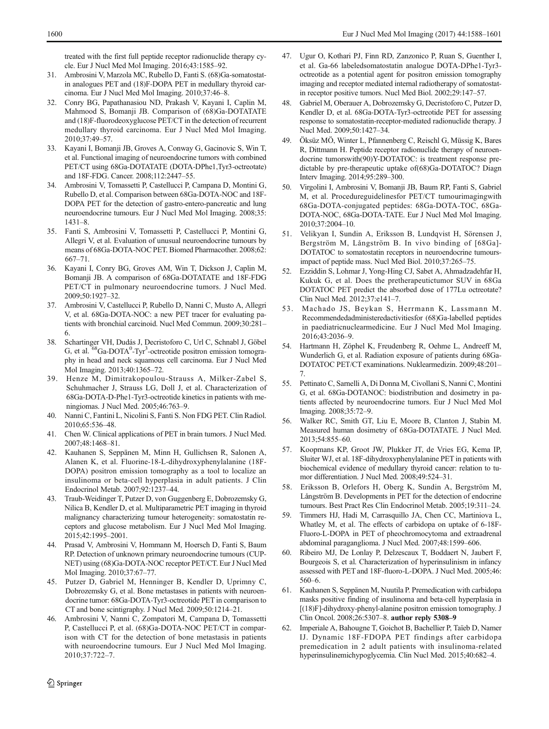treated with the first full peptide receptor radionuclide therapy cycle. Eur J Nucl Med Mol Imaging. 2016;43:1585–92.

31. Ambrosini V, Marzola MC, Rubello D, Fanti S. (68)Ga-somatostatin analogues PET and (18)F-DOPA PET in medullary thyroid carcinoma. Eur J Nucl Med Mol Imaging. 2010;37:46–8.
32. Conry BG, Papathanasiou ND, Prakash V, Kayani I, Caplin M, Mahmood S, Bomanji JB. Comparison of (68)Ga-DOTATATE and (18)F-fluorodeoxyglucose PET/CT in the detection of recurrent medullary thyroid carcinoma. Eur J Nucl Med Mol Imaging. 2010;37:49–57.
33. Kayani I, Bomanji JB, Groves A, Conway G, Gacinovic S, Win T, et al. Functional imaging of neuroendocrine tumors with combined PET/CT using 68Ga-DOTATATE (DOTA-DPhe1,Tyr3-octreotate) and 18F-FDG. Cancer. 2008;112:2447–55.
34. Ambrosini V, Tomassetti P, Castellucci P, Campana D, Montini G, Rubello D, et al. Comparison between 68Ga-DOTA-NOC and 18F-DOPA PET for the detection of gastro-entero-pancreatic and lung neuroendocrine tumours. Eur J Nucl Med Mol Imaging. 2008;35:1431–8.
35. Fanti S, Ambrosini V, Tomassetti P, Castellucci P, Montini G, Allegri V, et al. Evaluation of unusual neuroendocrine tumours by means of 68Ga-DOTA-NOC PET. Biomed Pharmacother. 2008;62:667–71.
36. Kayani I, Conry BG, Groves AM, Win T, Dickson J, Caplin M, Bomanji JB. A comparison of 68Ga-DOTATATE and 18F-FDG PET/CT in pulmonary neuroendocrine tumors. J Nucl Med. 2009;50:1927–32.
37. Ambrosini V, Castellucci P, Rubello D, Nanni C, Musto A, Allegri V, et al. 68Ga-DOTA-NOC: a new PET tracer for evaluating patients with bronchial carcinoid. Nucl Med Commun. 2009;30:281–6.
38. Schartinger VH, Dudás J, Decristoforo C, Url C, Schnabl J, Göbel G, et al. $^{68}$Ga-DOTA$^{0}$-Tyr$^{3}$-octreotide positron emission tomography in head and neck squamous cell carcinoma. Eur J Nucl Med Mol Imaging. 2013;40:1365–72.
39. Henze M, Dimitrakopoulou-Strauss A, Milker-Zabel S, Schuhmacher J, Strauss LG, Doll J, et al. Characterization of 68Ga-DOTA-D-Phe1-Tyr3-octreotide kinetics in patients with meningiomas. J Nucl Med. 2005;46:763–9.
40. Nanni C, Fantini L, Nicolini S, Fanti S. Non FDG PET. Clin Radiol. 2010;65:536–48.
41. Chen W. Clinical applications of PET in brain tumors. J Nucl Med. 2007;48:1468–81.
42. Kauhanen S, Seppänen M, Minn H, Gullichsen R, Salonen A, Alanen K, et al. Fluorine-18-L-dihydroxyphenylalanine (18F-DOPA) positron emission tomography as a tool to localize an insulinoma or beta-cell hyperplasia in adult patients. J Clin Endocrinol Metab. 2007;92:1237–44.
43. Traub-Weidinger T, Putzer D, von Guggenberg E, Dobrozemsky G, Nilica B, Kendler D, et al. Multiparametric PET imaging in thyroid malignancy characterizing tumour heterogeneity: somatostatin receptors and glucose metabolism. Eur J Nucl Med Mol Imaging. 2015;42:1995–2001.
44. Prasad V, Ambrosini V, Hommann M, Hoersch D, Fanti S, Baum RP. Detection of unknown primary neuroendocrine tumours (CUP-NET) using (68)Ga-DOTA-NOC receptor PET/CT. Eur J Nucl Med Mol Imaging. 2010;37:67–77.
45. Putzer D, Gabriel M, Henninger B, Kendler D, Uprimny C, Dobrozemsky G, et al. Bone metastases in patients with neuroendocrine tumor: 68Ga-DOTA-Tyr3-octreotide PET in comparison to CT and bone scintigraphy. J Nucl Med. 2009;50:1214–21.
46. Ambrosini V, Nanni C, Zompatori M, Campana D, Tomassetti P, Castellucci P, et al. (68)Ga-DOTA-NOC PET/CT in comparison with CT for the detection of bone metastasis in patients with neuroendocrine tumours. Eur J Nucl Med Mol Imaging. 2010;37:722–7.
47. Ugur O, Kothari PJ, Finn RD, Zanzonico P, Ruan S, Guenther I, et al. Ga-66 labeledsomatostatin analogue DOTA-DPhe1-Tyr3-octreotide as a potential agent for positron emission tomography imaging and receptor mediated internal radiotherapy of somatostatin receptor positive tumors. Nucl Med Biol. 2002;29:147–57.
48. Gabriel M, Oberauer A, Dobrozemsky G, Decristoforo C, Putzer D, Kendler D, et al. 68Ga-DOTA-Tyr3-octreotide PET for assessing response to somatostatin-receptor-mediated radionuclide therapy. J Nucl Med. 2009;50:1427–34.
49. Öksüz MÖ, Winter L, Pfannenberg C, Reischl G, Müssig K, Bares R, Dittmann H. Peptide receptor radionuclide therapy of neuroendocrine tumorswith(90)Y-DOTATOC: is treatment response predictable by pre-therapeutic uptake of(68)Ga-DOTATOC? Diagn Interv Imaging. 2014;95:289–300.
50. Virgolini I, Ambrosini V, Bomanji JB, Baum RP, Fanti S, Gabriel M, et al. Procedureguidelinesfor PET/CT tumourimagingwith 68Ga-DOTA-conjugated peptides: 68Ga-DOTA-TOC, 68Ga-DOTA-NOC, 68Ga-DOTA-TATE. Eur J Nucl Med Mol Imaging. 2010;37:2004–10.
51. Velikyan I, Sundin A, Eriksson B, Lundqvist H, Sörensen J, Bergström M, Långström B. In vivo binding of [68Ga]-DOTATOC to somatostatin receptors in neuroendocrine tumours-impact of peptide mass. Nucl Med Biol. 2010;37:265–75.
52. Ezziddin S, Lohmar J, Yong-Hing CJ, Sabet A, Ahmadzadehfar H, Kukuk G, et al. Does the pretherapeutictumor SUV in 68Ga DOTATOC PET predict the absorbed dose of 177Lu octreotate? Clin Nucl Med. 2012;37:e141–7.
53. Machado JS, Beykan S, Herrmann K, Lassmann M. Recommendedadministeredactivitiesfor (68)Ga-labelled peptides in paediatricnuclearmedicine. Eur J Nucl Med Mol Imaging. 2016;43:2036–9.
54. Hartmann H, Zöphel K, Freudenberg R, Oehme L, Andreeff M, Wunderlich G, et al. Radiation exposure of patients during 68Ga-DOTATOC PET/CT examinations. Nuklearmedizin. 2009;48:201–7.
55. Pettinato C, Sarnelli A, Di Donna M, Civollani S, Nanni C, Montini G, et al. 68Ga-DOTANOC: biodistribution and dosimetry in patients affected by neuroendocrine tumors. Eur J Nucl Med Mol Imaging. 2008;35:72–9.
56. Walker RC, Smith GT, Liu E, Moore B, Clanton J, Stabin M. Measured human dosimetry of 68Ga-DOTATATE. J Nucl Med. 2013;54:855–60.
57. Koopmans KP, Groot JW, Plukker JT, de Vries EG, Kema IP, Sluiter WJ, et al. 18F-dihydroxyphenylalanine PET in patients with biochemical evidence of medullary thyroid cancer: relation to tumor differentiation. J Nucl Med. 2008;49:524–31.
58. Eriksson B, Orlefors H, Oberg K, Sundin A, Bergström M, Långström B. Developments in PET for the detection of endocrine tumours. Best Pract Res Clin Endocrinol Metab. 2005;19:311–24.
59. Timmers HJ, Hadi M, Carrasquillo JA, Chen CC, Martiniova L, Whatley M, et al. The effects of carbidopa on uptake of 6-18F-Fluoro-L-DOPA in PET of pheochromocytoma and extraadrenal abdominal paraganglioma. J Nucl Med. 2007;48:1599–606.
60. Ribeiro MJ, De Lonlay P, Delzescaux T, Boddaert N, Jaubert F, Bourgeois S, et al. Characterization of hyperinsulinism in infancy assessed with PET and 18F-fluoro-L-DOPA. J Nucl Med. 2005;46:560–6.
61. Kauhanen S, Seppänen M, Nuutila P. Premedication with carbidopa masks positive finding of insulinoma and beta-cell hyperplasia in [(18)F]-dihydroxy-phenyl-alanine positron emission tomography. J Clin Oncol. 2008;26:5307–8. **author reply 5308–9**
62. Imperiale A, Bahougne T, Goichot B, Bachellier P, Taïeb D, Namer IJ. Dynamic 18F-FDOPA PET findings after carbidopa premedication in 2 adult patients with insulinoma-related hyperinsulinemichypoglycemia. Clin Nucl Med. 2015;40:682–4.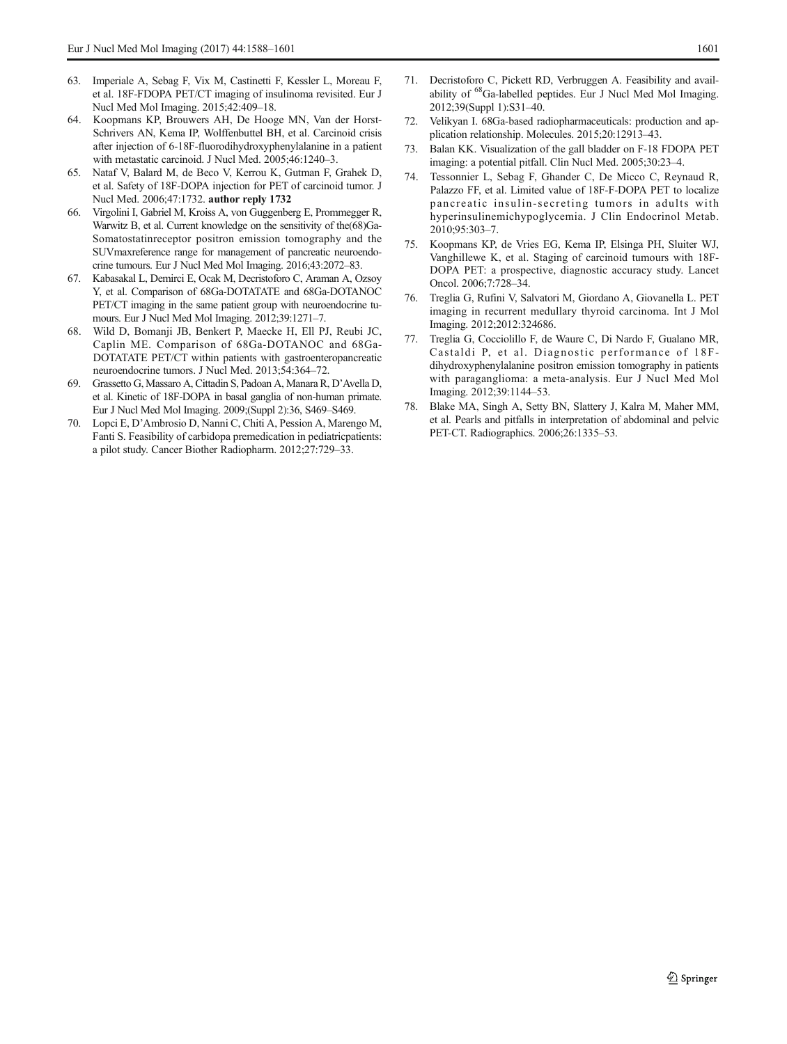63. Imperiale A, Sebag F, Vix M, Castinetti F, Kessler L, Moreau F, et al. 18F-FDOPA PET/CT imaging of insulinoma revisited. Eur J Nucl Med Mol Imaging. 2015;42:409–18.
64. Koopmans KP, Brouwers AH, De Hooge MN, Van der Horst-Schrivers AN, Kema IP, Wolffenbuttel BH, et al. Carcinoid crisis after injection of 6-18F-fluorodihydroxyphenylalanine in a patient with metastatic carcinoid. J Nucl Med. 2005;46:1240–3.
65. Nataf V, Balard M, de Beco V, Kerrou K, Gutman F, Grahek D, et al. Safety of 18F-DOPA injection for PET of carcinoid tumor. J Nucl Med. 2006;47:1732. **author reply 1732**
66. Virgolini I, Gabriel M, Kroiss A, von Guggenberg E, Prommegger R, Warwitz B, et al. Current knowledge on the sensitivity of the(68)Ga-Somatostatinreceptor positron emission tomography and the SUVmaxreference range for management of pancreatic neuroendocrine tumours. Eur J Nucl Med Mol Imaging. 2016;43:2072–83.
67. Kabasakal L, Demirci E, Ocak M, Decristoforo C, Araman A, Ozsoy Y, et al. Comparison of 68Ga-DOTATATE and 68Ga-DOTANOC PET/CT imaging in the same patient group with neuroendocrine tumours. Eur J Nucl Med Mol Imaging. 2012;39:1271–7.
68. Wild D, Bomanji JB, Benkert P, Maecke H, Ell PJ, Reubi JC, Caplin ME. Comparison of 68Ga-DOTANOC and 68Ga-DOTATATE PET/CT within patients with gastroenteropancreatic neuroendocrine tumors. J Nucl Med. 2013;54:364–72.
69. Grassetto G, Massaro A, Cittadin S, Padoan A, Manara R, D'Avella D, et al. Kinetic of 18F-DOPA in basal ganglia of non-human primate. Eur J Nucl Med Mol Imaging. 2009;(Suppl 2):36, S469–S469.
70. Lopci E, D'Ambrosio D, Nanni C, Chiti A, Pession A, Marengo M, Fanti S. Feasibility of carbidopa premedication in pediatricpatients: a pilot study. Cancer Biother Radiopharm. 2012;27:729–33.
71. Decristoforo C, Pickett RD, Verbruggen A. Feasibility and availability of $^{68}$Ga-labelled peptides. Eur J Nucl Med Mol Imaging. 2012;39(Suppl 1):S31–40.
72. Velikyan I. 68Ga-based radiopharmaceuticals: production and application relationship. Molecules. 2015;20:12913–43.
73. Balan KK. Visualization of the gall bladder on F-18 FDOPA PET imaging: a potential pitfall. Clin Nucl Med. 2005;30:23–4.
74. Tessonnier L, Sebag F, Ghander C, De Micco C, Reynaud R, Palazzo FF, et al. Limited value of 18F-F-DOPA PET to localize pancreatic insulin-secreting tumors in adults with hyperinsulinemichypoglycemia. J Clin Endocrinol Metab. 2010;95:303–7.
75. Koopmans KP, de Vries EG, Kema IP, Elsinga PH, Sluiter WJ, Vanghillewe K, et al. Staging of carcinoid tumours with 18F-DOPA PET: a prospective, diagnostic accuracy study. Lancet Oncol. 2006;7:728–34.
76. Treglia G, Rufini V, Salvatori M, Giordano A, Giovanella L. PET imaging in recurrent medullary thyroid carcinoma. Int J Mol Imaging. 2012;2012:324686.
77. Treglia G, Cocciolillo F, de Waure C, Di Nardo F, Gualano MR, Castaldi P, et al. Diagnostic performance of 18F-dihydroxyphenylalanine positron emission tomography in patients with paraganglioma: a meta-analysis. Eur J Nucl Med Mol Imaging. 2012;39:1144–53.
78. Blake MA, Singh A, Setty BN, Slattery J, Kalra M, Maher MM, et al. Pearls and pitfalls in interpretation of abdominal and pelvic PET-CT. Radiographics. 2006;26:1335–53.